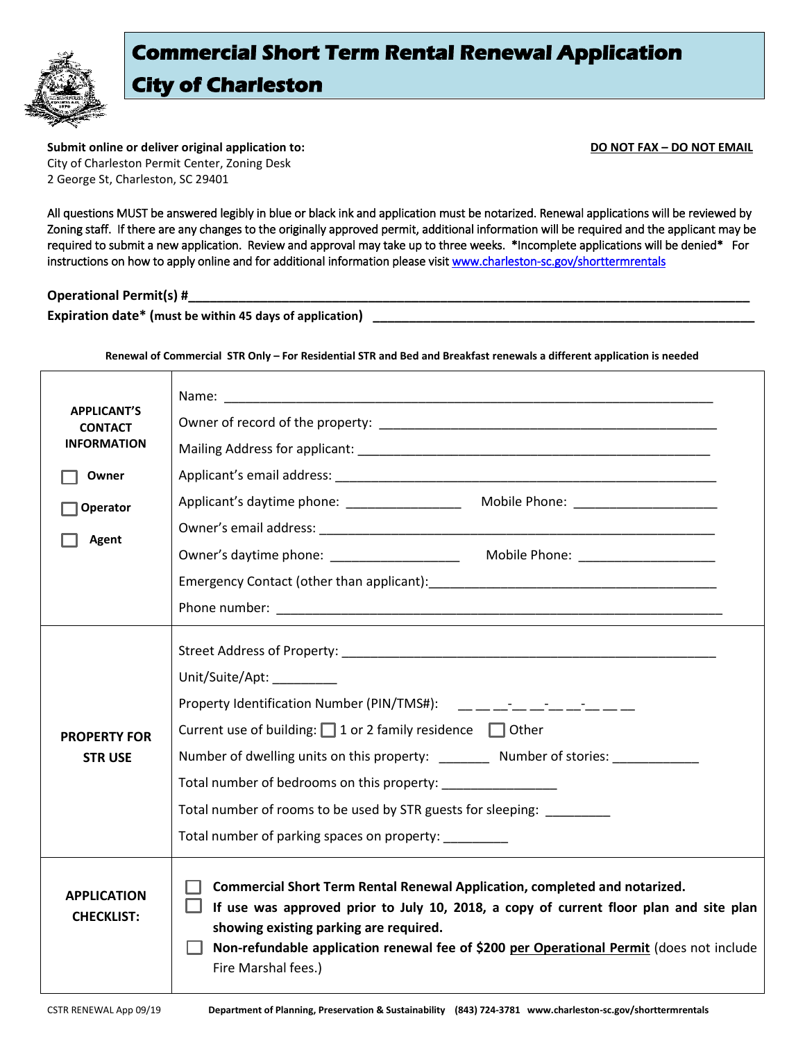# Commercial Short Term Rental Renewal Application
## City of Charleston

**Submit online or deliver original application to:**
City of Charleston Permit Center, Zoning Desk
2 George St, Charleston, SC 29401

**DO NOT FAX – DO NOT EMAIL**

All questions MUST be answered legibly in blue or black ink and application must be notarized. Renewal applications will be reviewed by Zoning staff. If there are any changes to the originally approved permit, additional information will be required and the applicant may be required to submit a new application. Review and approval may take up to three weeks. *Incomplete applications will be denied* For instructions on how to apply online and for additional information please visit www.charleston-sc.gov/shorttermrentals

**Operational Permit(s) #**___________________________________________

**Expiration date* (must be within 45 days of application)** ___________________________

**Renewal of Commercial STR Only – For Residential STR and Bed and Breakfast renewals a different application is needed**

| | |
|---|---|
| **APPLICANT'S CONTACT INFORMATION**<br><br>☐ **Owner**<br><br>☐ **Operator**<br><br>☐ **Agent** | Name: ___________________________<br>Owner of record of the property: ___________________________<br>Mailing Address for applicant: ___________________________<br>Applicant's email address: ___________________________<br>Applicant's daytime phone: ______________ Mobile Phone: ______________<br>Owner's email address: ___________________________<br>Owner's daytime phone: ______________ Mobile Phone: ______________<br>Emergency Contact (other than applicant): ___________________________<br>Phone number: ___________________________ |
| **PROPERTY FOR STR USE** | Street Address of Property: ___________________________<br>Unit/Suite/Apt: _________<br>Property Identification Number (PIN/TMS#): \_ \_ \_-\_ \_-\_ \_-\_ \_ \_<br>Current use of building: ☐ 1 or 2 family residence ☐ Other<br>Number of dwelling units on this property: _______ Number of stories: ____________<br>Total number of bedrooms on this property: ________________<br>Total number of rooms to be used by STR guests for sleeping: _________<br>Total number of parking spaces on property: _________ |
| **APPLICATION CHECKLIST:** | ☐ **Commercial Short Term Rental Renewal Application, completed and notarized.**<br>☐ **If use was approved prior to July 10, 2018, a copy of current floor plan and site plan showing existing parking are required.**<br>☐ **Non-refundable application renewal fee of $200 per Operational Permit** (does not include Fire Marshal fees.) |

CSTR RENEWAL App 09/19 **Department of Planning, Preservation & Sustainability (843) 724-3781 www.charleston-sc.gov/shorttermrentals**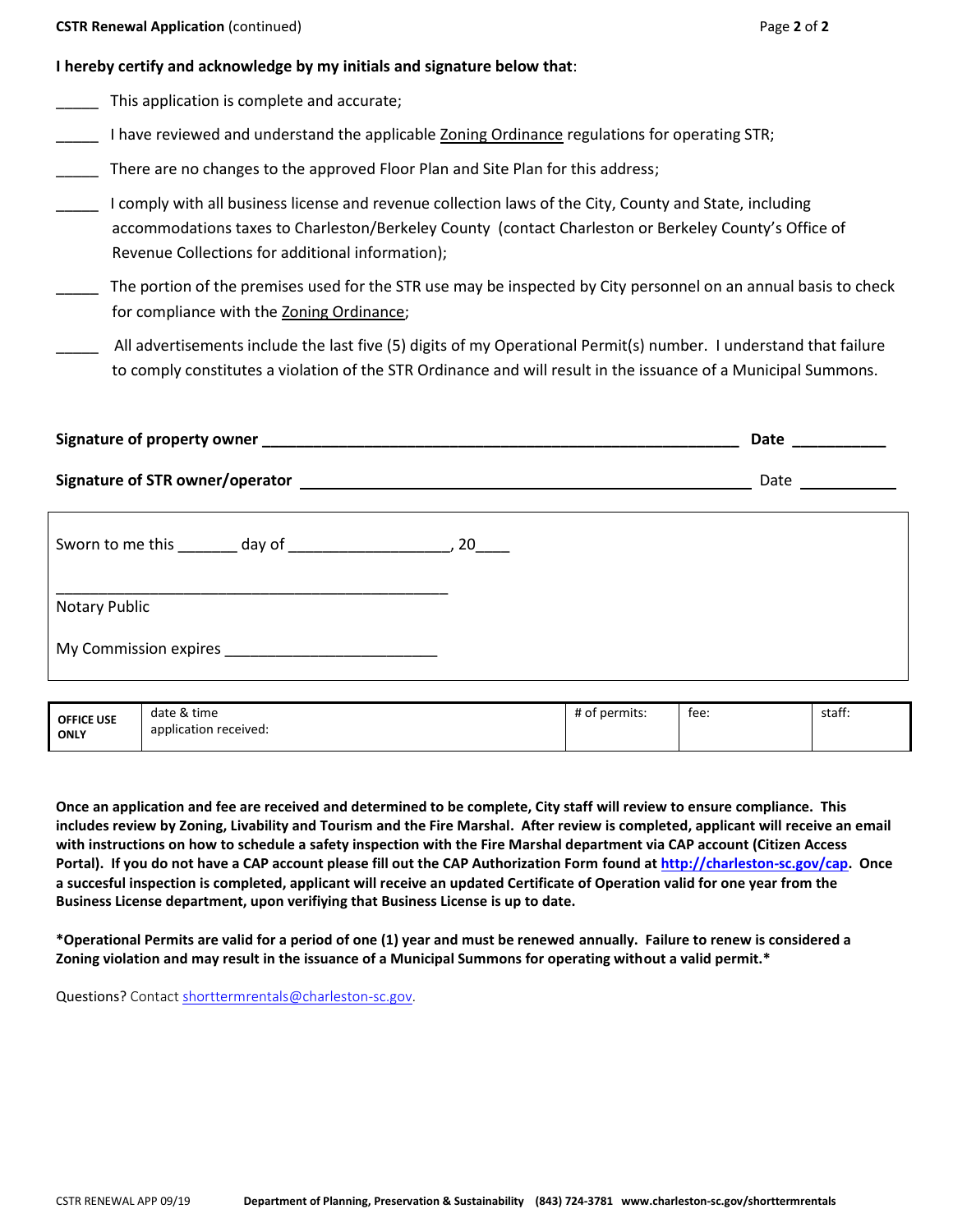**I hereby certify and acknowledge by my initials and signature below that**:

_____ This application is complete and accurate;

_____ I have reviewed and understand the applicable Zoning Ordinance regulations for operating STR;

_____ There are no changes to the approved Floor Plan and Site Plan for this address;

_____ I comply with all business license and revenue collection laws of the City, County and State, including accommodations taxes to Charleston/Berkeley County (contact Charleston or Berkeley County's Office of Revenue Collections for additional information);

_____ The portion of the premises used for the STR use may be inspected by City personnel on an annual basis to check for compliance with the Zoning Ordinance;

_____ All advertisements include the last five (5) digits of my Operational Permit(s) number. I understand that failure to comply constitutes a violation of the STR Ordinance and will result in the issuance of a Municipal Summons.

**Signature of property owner** ____________________________________________ **Date** ___________

**Signature of STR owner/operator** ____________________________________________ Date ___________

Sworn to me this _______ day of ___________________, 20____

_______________________________________________

Notary Public

My Commission expires ________________________

| | | | | |
|---|---|---|---|---|
| **OFFICE USE ONLY** | date & time application received: | # of permits: | fee: | staff: |

**Once an application and fee are received and determined to be complete, City staff will review to ensure compliance. This includes review by Zoning, Livability and Tourism and the Fire Marshal. After review is completed, applicant will receive an email with instructions on how to schedule a safety inspection with the Fire Marshal department via CAP account (Citizen Access Portal). If you do not have a CAP account please fill out the CAP Authorization Form found at http://charleston-sc.gov/cap. Once a succesful inspection is completed, applicant will receive an updated Certificate of Operation valid for one year from the Business License department, upon verifiying that Business License is up to date.**

**\*Operational Permits are valid for a period of one (1) year and must be renewed annually. Failure to renew is considered a Zoning violation and may result in the issuance of a Municipal Summons for operating without a valid permit.\***

Questions? Contact shorttermrentals@charleston-sc.gov.